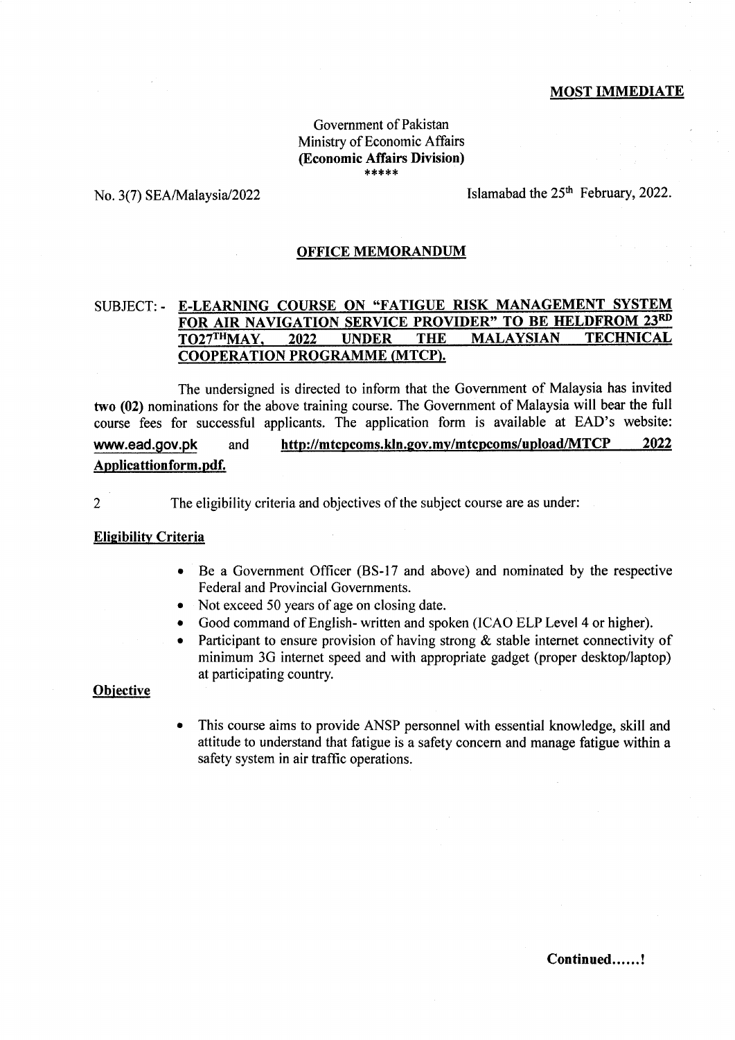**MOST IMMEDIATE**

Government of Pakistan
Ministry of Economic Affairs
**(Economic Affairs Division)**
\*\*\*\*\*

No. 3(7) SEA/Malaysia/2022

Islamabad the 25th February, 2022.

## OFFICE MEMORANDUM

SUBJECT: - **E-LEARNING COURSE ON "FATIGUE RISK MANAGEMENT SYSTEM FOR AIR NAVIGATION SERVICE PROVIDER" TO BE HELDFROM 23RD TO27THMAY, 2022 UNDER THE MALAYSIAN TECHNICAL COOPERATION PROGRAMME (MTCP).**

The undersigned is directed to inform that the Government of Malaysia has invited **two (02)** nominations for the above training course. The Government of Malaysia will bear the full course fees for successful applicants. The application form is available at EAD's website: **www.ead.gov.pk** and **http://mtcpcoms.kln.gov.my/mtcpcoms/upload/MTCP 2022 Applicattionform.pdf.**

2 The eligibility criteria and objectives of the subject course are as under:

**Eligibility Criteria**

- Be a Government Officer (BS-17 and above) and nominated by the respective Federal and Provincial Governments.
- Not exceed 50 years of age on closing date.
- Good command of English- written and spoken (ICAO ELP Level 4 or higher).
- Participant to ensure provision of having strong & stable internet connectivity of minimum 3G internet speed and with appropriate gadget (proper desktop/laptop) at participating country.

**Objective**

- This course aims to provide ANSP personnel with essential knowledge, skill and attitude to understand that fatigue is a safety concern and manage fatigue within a safety system in air traffic operations.

**Continued......!**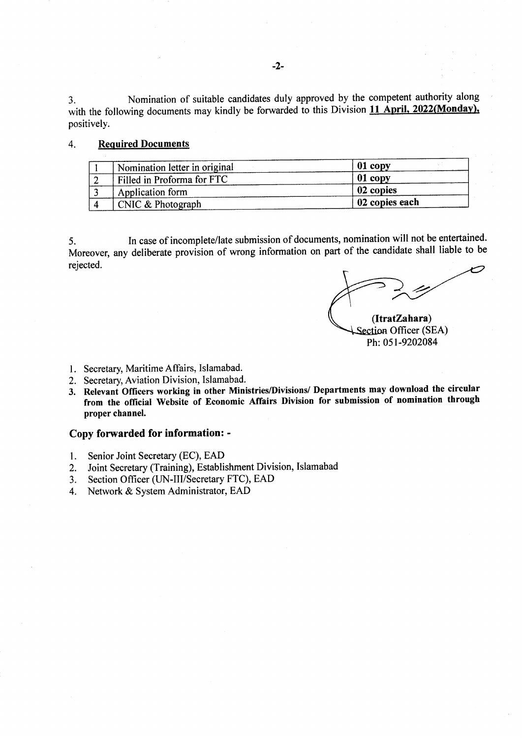3. Nomination of suitable candidates duly approved by the competent authority along with the following documents may kindly be forwarded to this Division **11 April, 2022(Monday),** positively.

4. **Required Documents**

| | | |
|---|---|---|
| 1 | Nomination letter in original | **01 copy** |
| 2 | Filled in Proforma for FTC | **01 copy** |
| 3 | Application form | **02 copies** |
| 4 | CNIC & Photograph | **02 copies each** |

5. In case of incomplete/late submission of documents, nomination will not be entertained. Moreover, any deliberate provision of wrong information on part of the candidate shall liable to be rejected.

**(ItratZahara)**
Section Officer (SEA)
Ph: 051-9202084

1. Secretary, Maritime Affairs, Islamabad.
2. Secretary, Aviation Division, Islamabad.
3. **Relevant Officers working in other Ministries/Divisions/ Departments may download the circular from the official Website of Economic Affairs Division for submission of nomination through proper channel.**

**Copy forwarded for information: -**

1. Senior Joint Secretary (EC), EAD
2. Joint Secretary (Training), Establishment Division, Islamabad
3. Section Officer (UN-III/Secretary FTC), EAD
4. Network & System Administrator, EAD